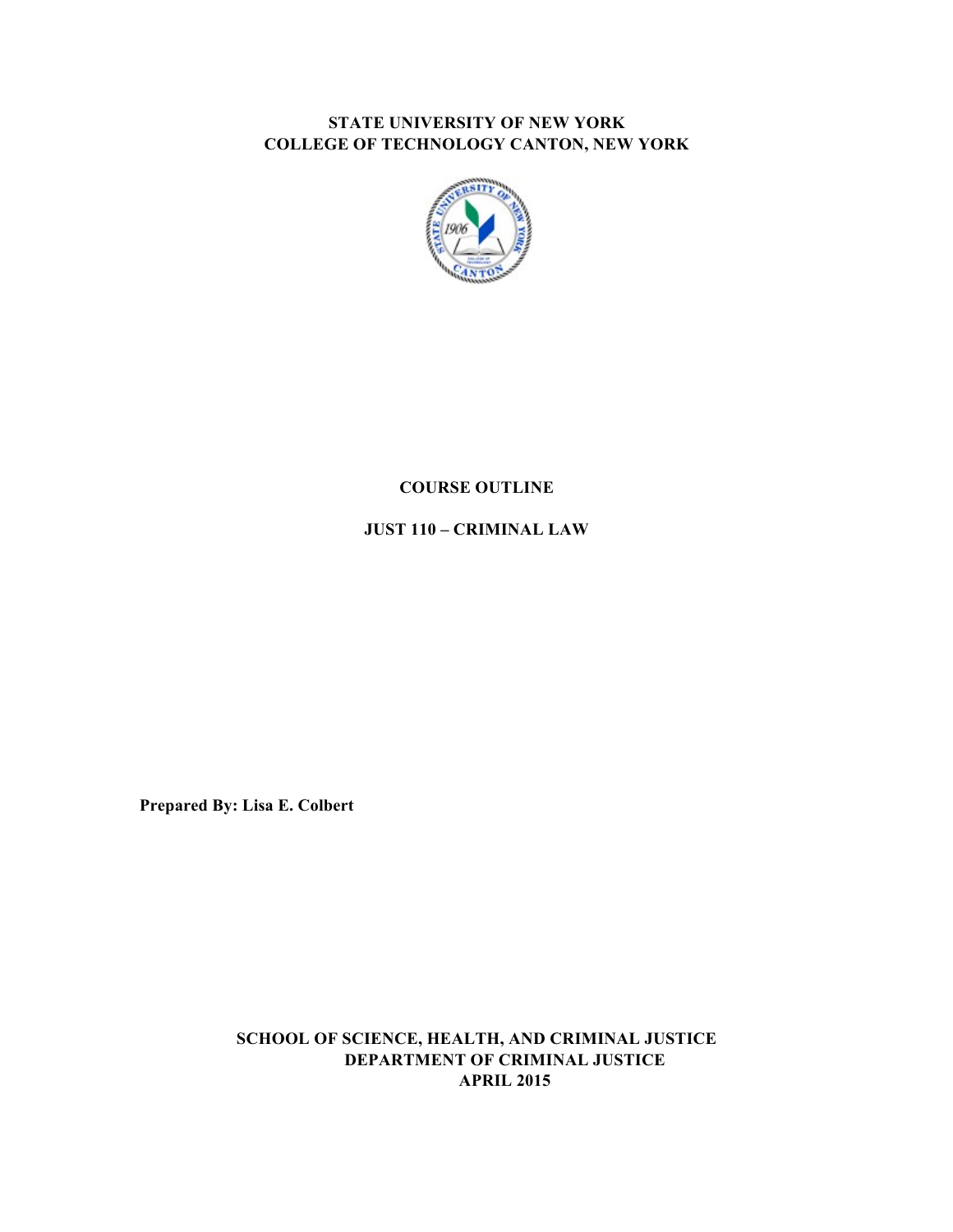**STATE UNIVERSITY OF NEW YORK**
**COLLEGE OF TECHNOLOGY CANTON, NEW YORK**

# COURSE OUTLINE

## JUST 110 – CRIMINAL LAW

**Prepared By: Lisa E. Colbert**

**SCHOOL OF SCIENCE, HEALTH, AND CRIMINAL JUSTICE**
**DEPARTMENT OF CRIMINAL JUSTICE**
**APRIL 2015**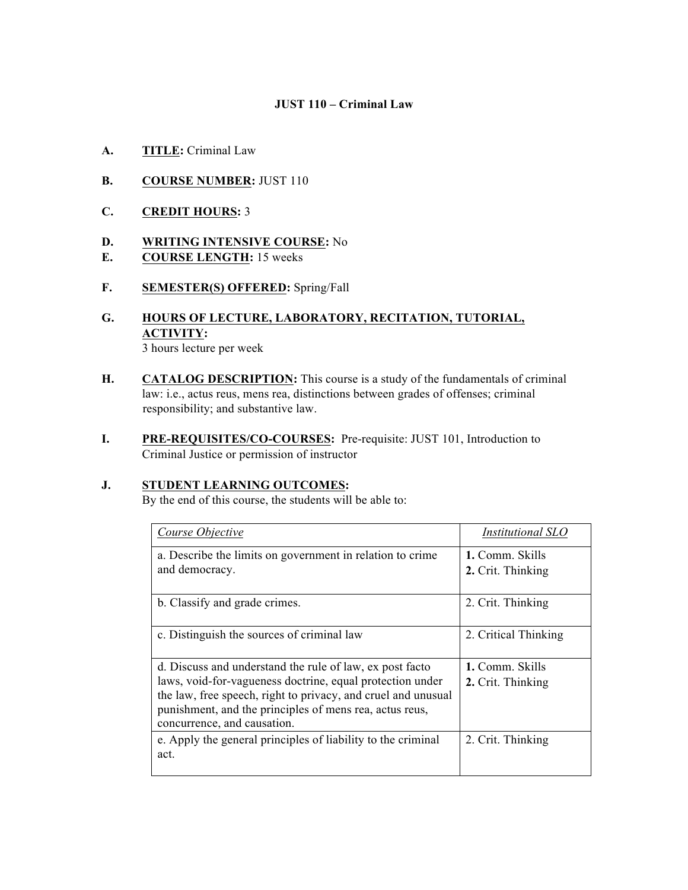**JUST 110 – Criminal Law**

**A.** **TITLE:** Criminal Law

**B.** **COURSE NUMBER:** JUST 110

**C.** **CREDIT HOURS:** 3

**D.** **WRITING INTENSIVE COURSE:** No

**E.** **COURSE LENGTH:** 15 weeks

**F.** **SEMESTER(S) OFFERED:** Spring/Fall

**G.** **HOURS OF LECTURE, LABORATORY, RECITATION, TUTORIAL, ACTIVITY:**
3 hours lecture per week

**H.** **CATALOG DESCRIPTION:** This course is a study of the fundamentals of criminal law: i.e., actus reus, mens rea, distinctions between grades of offenses; criminal responsibility; and substantive law.

**I.** **PRE-REQUISITES/CO-COURSES:** Pre-requisite: JUST 101, Introduction to Criminal Justice or permission of instructor

**J.** **STUDENT LEARNING OUTCOMES:**
By the end of this course, the students will be able to:

| *Course Objective* | *Institutional SLO* |
|---|---|
| a. Describe the limits on government in relation to crime and democracy. | **1.** Comm. Skills<br>**2.** Crit. Thinking |
| b. Classify and grade crimes. | 2. Crit. Thinking |
| c. Distinguish the sources of criminal law | 2. Critical Thinking |
| d. Discuss and understand the rule of law, ex post facto laws, void-for-vagueness doctrine, equal protection under the law, free speech, right to privacy, and cruel and unusual punishment, and the principles of mens rea, actus reus, concurrence, and causation. | **1.** Comm. Skills<br>**2.** Crit. Thinking |
| e. Apply the general principles of liability to the criminal act. | 2. Crit. Thinking |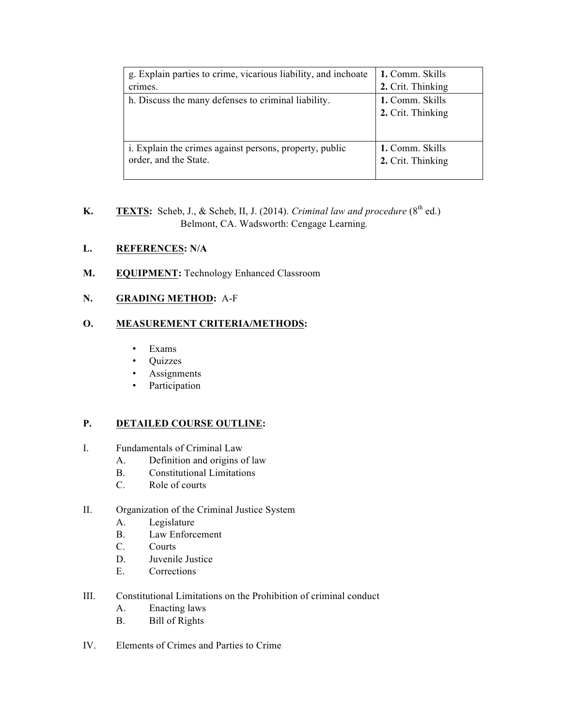| g. Explain parties to crime, vicarious liability, and inchoate crimes. | **1.** Comm. Skills<br>**2.** Crit. Thinking |
|---|---|
| h. Discuss the many defenses to criminal liability. | **1.** Comm. Skills<br>**2.** Crit. Thinking |
| i. Explain the crimes against persons, property, public order, and the State. | **1.** Comm. Skills<br>**2.** Crit. Thinking |

**K.** **TEXTS:** Scheb, J., & Scheb, II, J. (2014). *Criminal law and procedure* (8th ed.) Belmont, CA. Wadsworth: Cengage Learning.

**L.** **REFERENCES: N/A**

**M.** **EQUIPMENT:** Technology Enhanced Classroom

**N.** **GRADING METHOD:** A-F

**O.** **MEASUREMENT CRITERIA/METHODS:**

- Exams
- Quizzes
- Assignments
- Participation

**P.** **DETAILED COURSE OUTLINE:**

I. Fundamentals of Criminal Law
   A. Definition and origins of law
   B. Constitutional Limitations
   C. Role of courts

II. Organization of the Criminal Justice System
   A. Legislature
   B. Law Enforcement
   C. Courts
   D. Juvenile Justice
   E. Corrections

III. Constitutional Limitations on the Prohibition of criminal conduct
   A. Enacting laws
   B. Bill of Rights

IV. Elements of Crimes and Parties to Crime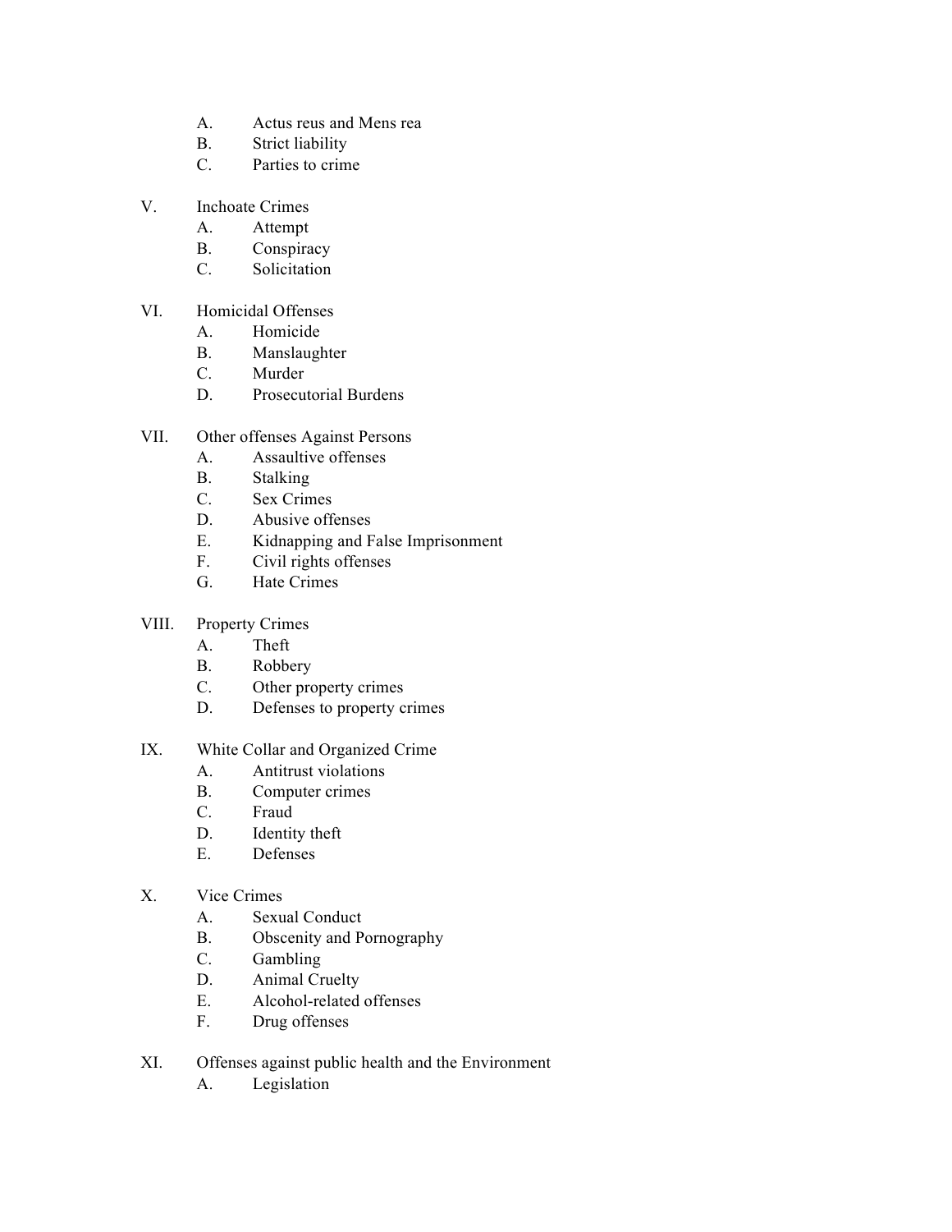A. Actus reus and Mens rea
   B. Strict liability
   C. Parties to crime

V. Inchoate Crimes
   A. Attempt
   B. Conspiracy
   C. Solicitation

VI. Homicidal Offenses
   A. Homicide
   B. Manslaughter
   C. Murder
   D. Prosecutorial Burdens

VII. Other offenses Against Persons
   A. Assaultive offenses
   B. Stalking
   C. Sex Crimes
   D. Abusive offenses
   E. Kidnapping and False Imprisonment
   F. Civil rights offenses
   G. Hate Crimes

VIII. Property Crimes
   A. Theft
   B. Robbery
   C. Other property crimes
   D. Defenses to property crimes

IX. White Collar and Organized Crime
   A. Antitrust violations
   B. Computer crimes
   C. Fraud
   D. Identity theft
   E. Defenses

X. Vice Crimes
   A. Sexual Conduct
   B. Obscenity and Pornography
   C. Gambling
   D. Animal Cruelty
   E. Alcohol-related offenses
   F. Drug offenses

XI. Offenses against public health and the Environment
   A. Legislation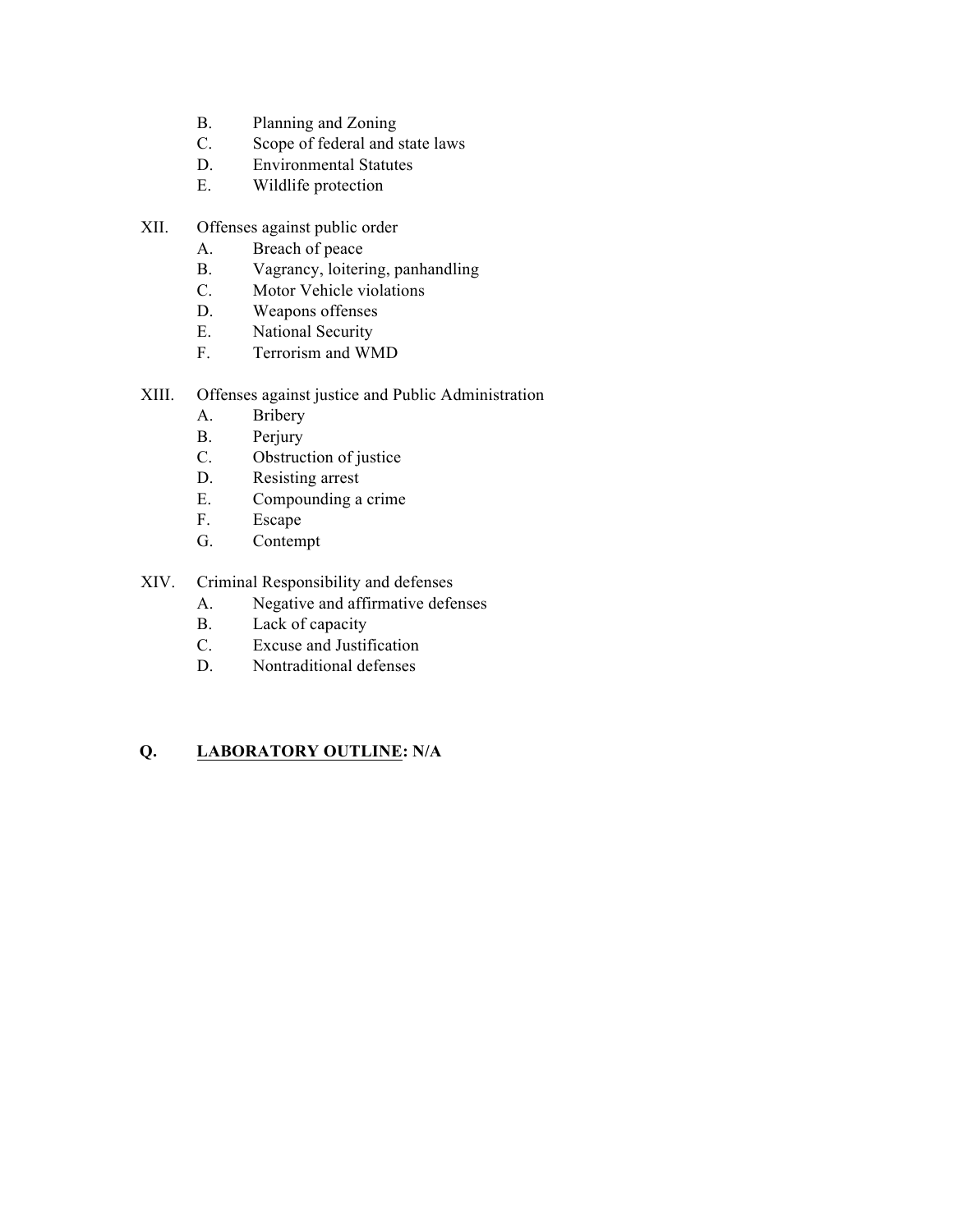B. Planning and Zoning
C. Scope of federal and state laws
D. Environmental Statutes
E. Wildlife protection

XII. Offenses against public order
A. Breach of peace
B. Vagrancy, loitering, panhandling
C. Motor Vehicle violations
D. Weapons offenses
E. National Security
F. Terrorism and WMD

XIII. Offenses against justice and Public Administration
A. Bribery
B. Perjury
C. Obstruction of justice
D. Resisting arrest
E. Compounding a crime
F. Escape
G. Contempt

XIV. Criminal Responsibility and defenses
A. Negative and affirmative defenses
B. Lack of capacity
C. Excuse and Justification
D. Nontraditional defenses

**Q. <u>LABORATORY OUTLINE</u>: N/A**